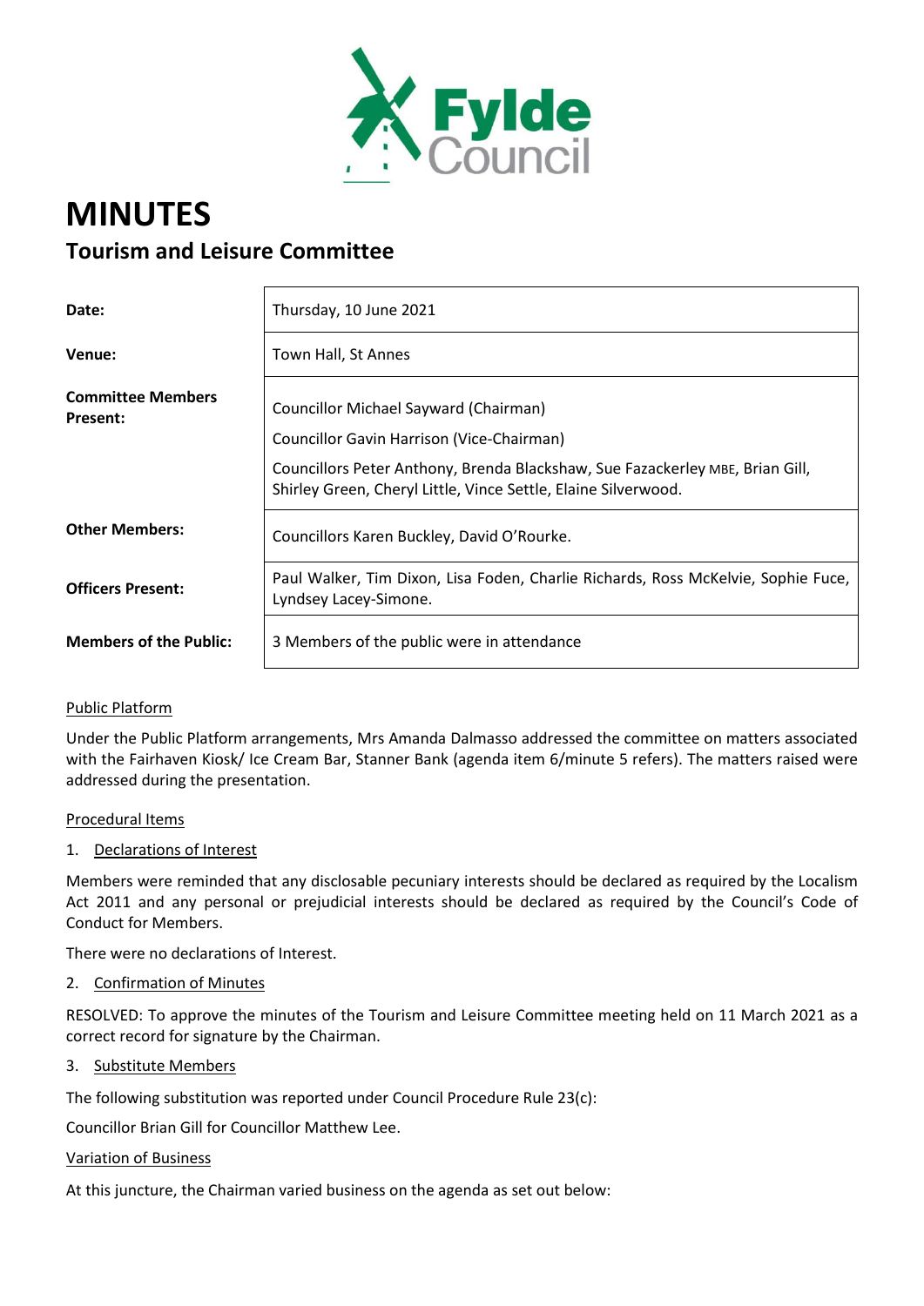Fylde Council

# MINUTES

## Tourism and Leisure Committee

| | |
|---|---|
| **Date:** | Thursday, 10 June 2021 |
| **Venue:** | Town Hall, St Annes |
| **Committee Members Present:** | Councillor Michael Sayward (Chairman)<br>Councillor Gavin Harrison (Vice-Chairman)<br>Councillors Peter Anthony, Brenda Blackshaw, Sue Fazackerley MBE, Brian Gill, Shirley Green, Cheryl Little, Vince Settle, Elaine Silverwood. |
| **Other Members:** | Councillors Karen Buckley, David O'Rourke. |
| **Officers Present:** | Paul Walker, Tim Dixon, Lisa Foden, Charlie Richards, Ross McKelvie, Sophie Fuce, Lyndsey Lacey-Simone. |
| **Members of the Public:** | 3 Members of the public were in attendance |

Public Platform

Under the Public Platform arrangements, Mrs Amanda Dalmasso addressed the committee on matters associated with the Fairhaven Kiosk/ Ice Cream Bar, Stanner Bank (agenda item 6/minute 5 refers). The matters raised were addressed during the presentation.

Procedural Items

1. Declarations of Interest

Members were reminded that any disclosable pecuniary interests should be declared as required by the Localism Act 2011 and any personal or prejudicial interests should be declared as required by the Council's Code of Conduct for Members.

There were no declarations of Interest.

2. Confirmation of Minutes

RESOLVED: To approve the minutes of the Tourism and Leisure Committee meeting held on 11 March 2021 as a correct record for signature by the Chairman.

3. Substitute Members

The following substitution was reported under Council Procedure Rule 23(c):

Councillor Brian Gill for Councillor Matthew Lee.

Variation of Business

At this juncture, the Chairman varied business on the agenda as set out below: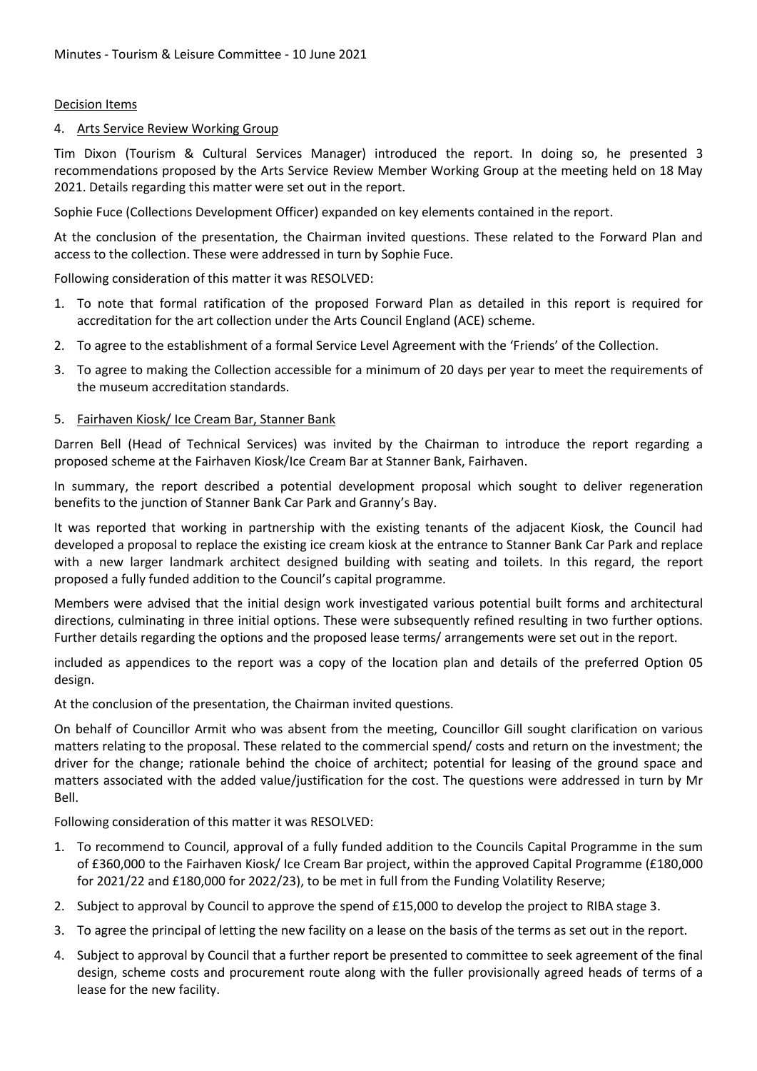Decision Items

4. Arts Service Review Working Group

Tim Dixon (Tourism & Cultural Services Manager) introduced the report. In doing so, he presented 3 recommendations proposed by the Arts Service Review Member Working Group at the meeting held on 18 May 2021. Details regarding this matter were set out in the report.

Sophie Fuce (Collections Development Officer) expanded on key elements contained in the report.

At the conclusion of the presentation, the Chairman invited questions. These related to the Forward Plan and access to the collection. These were addressed in turn by Sophie Fuce.

Following consideration of this matter it was RESOLVED:

1. To note that formal ratification of the proposed Forward Plan as detailed in this report is required for accreditation for the art collection under the Arts Council England (ACE) scheme.
2. To agree to the establishment of a formal Service Level Agreement with the 'Friends' of the Collection.
3. To agree to making the Collection accessible for a minimum of 20 days per year to meet the requirements of the museum accreditation standards.

5. Fairhaven Kiosk/ Ice Cream Bar, Stanner Bank

Darren Bell (Head of Technical Services) was invited by the Chairman to introduce the report regarding a proposed scheme at the Fairhaven Kiosk/Ice Cream Bar at Stanner Bank, Fairhaven.

In summary, the report described a potential development proposal which sought to deliver regeneration benefits to the junction of Stanner Bank Car Park and Granny's Bay.

It was reported that working in partnership with the existing tenants of the adjacent Kiosk, the Council had developed a proposal to replace the existing ice cream kiosk at the entrance to Stanner Bank Car Park and replace with a new larger landmark architect designed building with seating and toilets. In this regard, the report proposed a fully funded addition to the Council's capital programme.

Members were advised that the initial design work investigated various potential built forms and architectural directions, culminating in three initial options. These were subsequently refined resulting in two further options. Further details regarding the options and the proposed lease terms/ arrangements were set out in the report.

included as appendices to the report was a copy of the location plan and details of the preferred Option 05 design.

At the conclusion of the presentation, the Chairman invited questions.

On behalf of Councillor Armit who was absent from the meeting, Councillor Gill sought clarification on various matters relating to the proposal. These related to the commercial spend/ costs and return on the investment; the driver for the change; rationale behind the choice of architect; potential for leasing of the ground space and matters associated with the added value/justification for the cost. The questions were addressed in turn by Mr Bell.

Following consideration of this matter it was RESOLVED:

1. To recommend to Council, approval of a fully funded addition to the Councils Capital Programme in the sum of £360,000 to the Fairhaven Kiosk/ Ice Cream Bar project, within the approved Capital Programme (£180,000 for 2021/22 and £180,000 for 2022/23), to be met in full from the Funding Volatility Reserve;
2. Subject to approval by Council to approve the spend of £15,000 to develop the project to RIBA stage 3.
3. To agree the principal of letting the new facility on a lease on the basis of the terms as set out in the report.
4. Subject to approval by Council that a further report be presented to committee to seek agreement of the final design, scheme costs and procurement route along with the fuller provisionally agreed heads of terms of a lease for the new facility.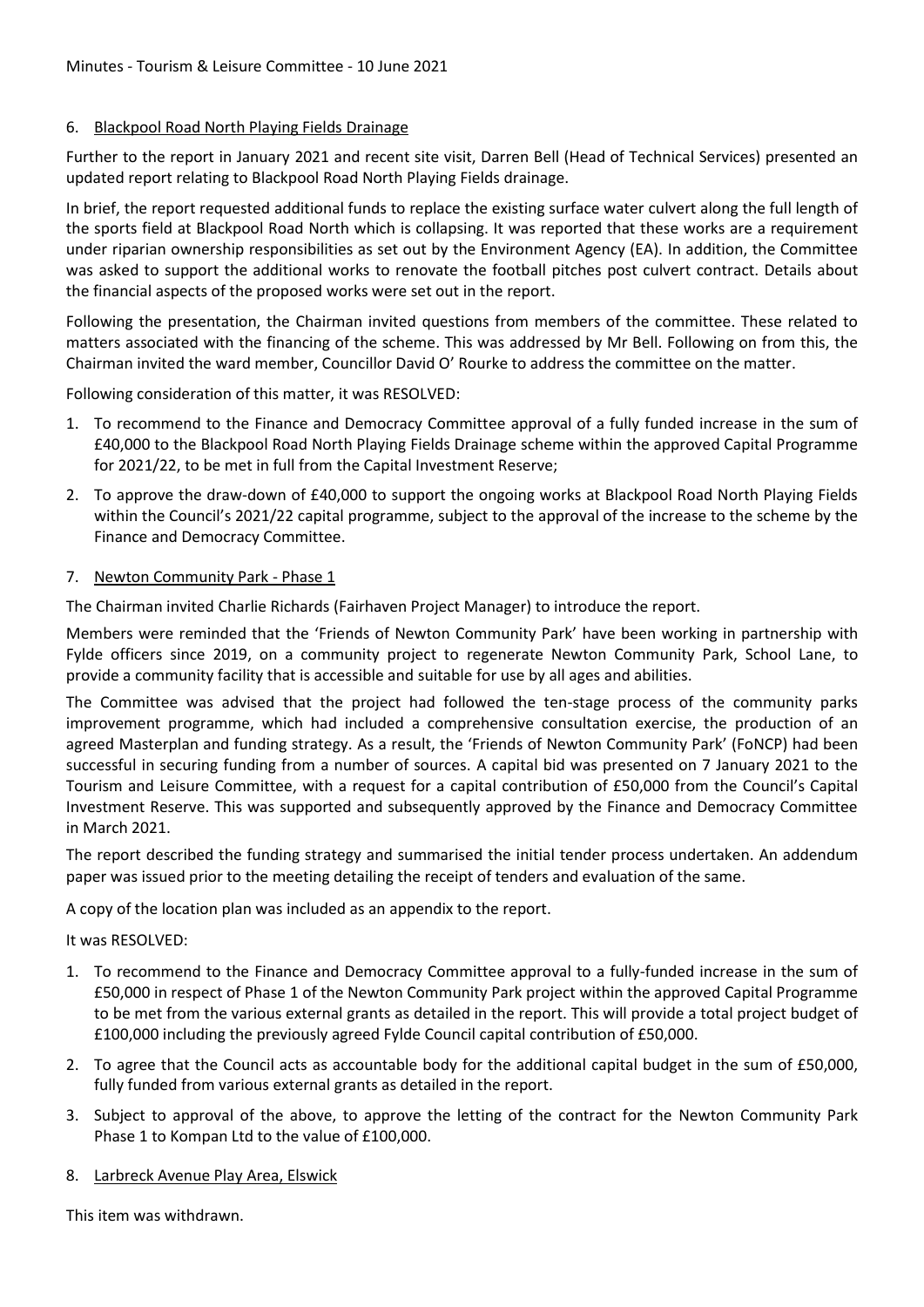6. Blackpool Road North Playing Fields Drainage

Further to the report in January 2021 and recent site visit, Darren Bell (Head of Technical Services) presented an updated report relating to Blackpool Road North Playing Fields drainage.

In brief, the report requested additional funds to replace the existing surface water culvert along the full length of the sports field at Blackpool Road North which is collapsing. It was reported that these works are a requirement under riparian ownership responsibilities as set out by the Environment Agency (EA). In addition, the Committee was asked to support the additional works to renovate the football pitches post culvert contract. Details about the financial aspects of the proposed works were set out in the report.

Following the presentation, the Chairman invited questions from members of the committee. These related to matters associated with the financing of the scheme. This was addressed by Mr Bell. Following on from this, the Chairman invited the ward member, Councillor David O' Rourke to address the committee on the matter.

Following consideration of this matter, it was RESOLVED:

1. To recommend to the Finance and Democracy Committee approval of a fully funded increase in the sum of £40,000 to the Blackpool Road North Playing Fields Drainage scheme within the approved Capital Programme for 2021/22, to be met in full from the Capital Investment Reserve;
2. To approve the draw-down of £40,000 to support the ongoing works at Blackpool Road North Playing Fields within the Council's 2021/22 capital programme, subject to the approval of the increase to the scheme by the Finance and Democracy Committee.

7. Newton Community Park - Phase 1

The Chairman invited Charlie Richards (Fairhaven Project Manager) to introduce the report.

Members were reminded that the 'Friends of Newton Community Park' have been working in partnership with Fylde officers since 2019, on a community project to regenerate Newton Community Park, School Lane, to provide a community facility that is accessible and suitable for use by all ages and abilities.

The Committee was advised that the project had followed the ten-stage process of the community parks improvement programme, which had included a comprehensive consultation exercise, the production of an agreed Masterplan and funding strategy. As a result, the 'Friends of Newton Community Park' (FoNCP) had been successful in securing funding from a number of sources. A capital bid was presented on 7 January 2021 to the Tourism and Leisure Committee, with a request for a capital contribution of £50,000 from the Council's Capital Investment Reserve. This was supported and subsequently approved by the Finance and Democracy Committee in March 2021.

The report described the funding strategy and summarised the initial tender process undertaken. An addendum paper was issued prior to the meeting detailing the receipt of tenders and evaluation of the same.

A copy of the location plan was included as an appendix to the report.

It was RESOLVED:

1. To recommend to the Finance and Democracy Committee approval to a fully-funded increase in the sum of £50,000 in respect of Phase 1 of the Newton Community Park project within the approved Capital Programme to be met from the various external grants as detailed in the report. This will provide a total project budget of £100,000 including the previously agreed Fylde Council capital contribution of £50,000.
2. To agree that the Council acts as accountable body for the additional capital budget in the sum of £50,000, fully funded from various external grants as detailed in the report.
3. Subject to approval of the above, to approve the letting of the contract for the Newton Community Park Phase 1 to Kompan Ltd to the value of £100,000.

8. Larbreck Avenue Play Area, Elswick

This item was withdrawn.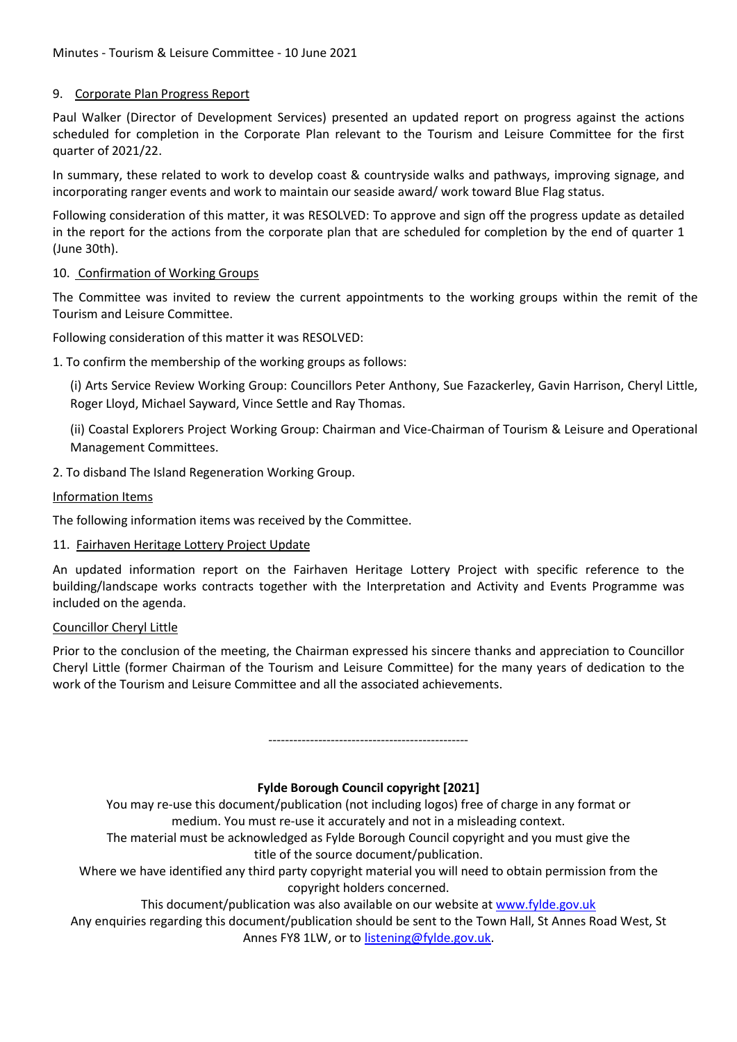## 9. Corporate Plan Progress Report

Paul Walker (Director of Development Services) presented an updated report on progress against the actions scheduled for completion in the Corporate Plan relevant to the Tourism and Leisure Committee for the first quarter of 2021/22.

In summary, these related to work to develop coast & countryside walks and pathways, improving signage, and incorporating ranger events and work to maintain our seaside award/ work toward Blue Flag status.

Following consideration of this matter, it was RESOLVED: To approve and sign off the progress update as detailed in the report for the actions from the corporate plan that are scheduled for completion by the end of quarter 1 (June 30th).

## 10. Confirmation of Working Groups

The Committee was invited to review the current appointments to the working groups within the remit of the Tourism and Leisure Committee.

Following consideration of this matter it was RESOLVED:

1. To confirm the membership of the working groups as follows:

   (i) Arts Service Review Working Group: Councillors Peter Anthony, Sue Fazackerley, Gavin Harrison, Cheryl Little, Roger Lloyd, Michael Sayward, Vince Settle and Ray Thomas.

   (ii) Coastal Explorers Project Working Group: Chairman and Vice-Chairman of Tourism & Leisure and Operational Management Committees.

2. To disband The Island Regeneration Working Group.

## Information Items

The following information items was received by the Committee.

## 11. Fairhaven Heritage Lottery Project Update

An updated information report on the Fairhaven Heritage Lottery Project with specific reference to the building/landscape works contracts together with the Interpretation and Activity and Events Programme was included on the agenda.

## Councillor Cheryl Little

Prior to the conclusion of the meeting, the Chairman expressed his sincere thanks and appreciation to Councillor Cheryl Little (former Chairman of the Tourism and Leisure Committee) for the many years of dedication to the work of the Tourism and Leisure Committee and all the associated achievements.

------------------------------------------------

**Fylde Borough Council copyright [2021]**

You may re-use this document/publication (not including logos) free of charge in any format or medium. You must re-use it accurately and not in a misleading context.

The material must be acknowledged as Fylde Borough Council copyright and you must give the title of the source document/publication.

Where we have identified any third party copyright material you will need to obtain permission from the copyright holders concerned.

This document/publication was also available on our website at [www.fylde.gov.uk](http://www.fylde.gov.uk)

Any enquiries regarding this document/publication should be sent to the Town Hall, St Annes Road West, St Annes FY8 1LW, or to [listening@fylde.gov.uk](mailto:listening@fylde.gov.uk).